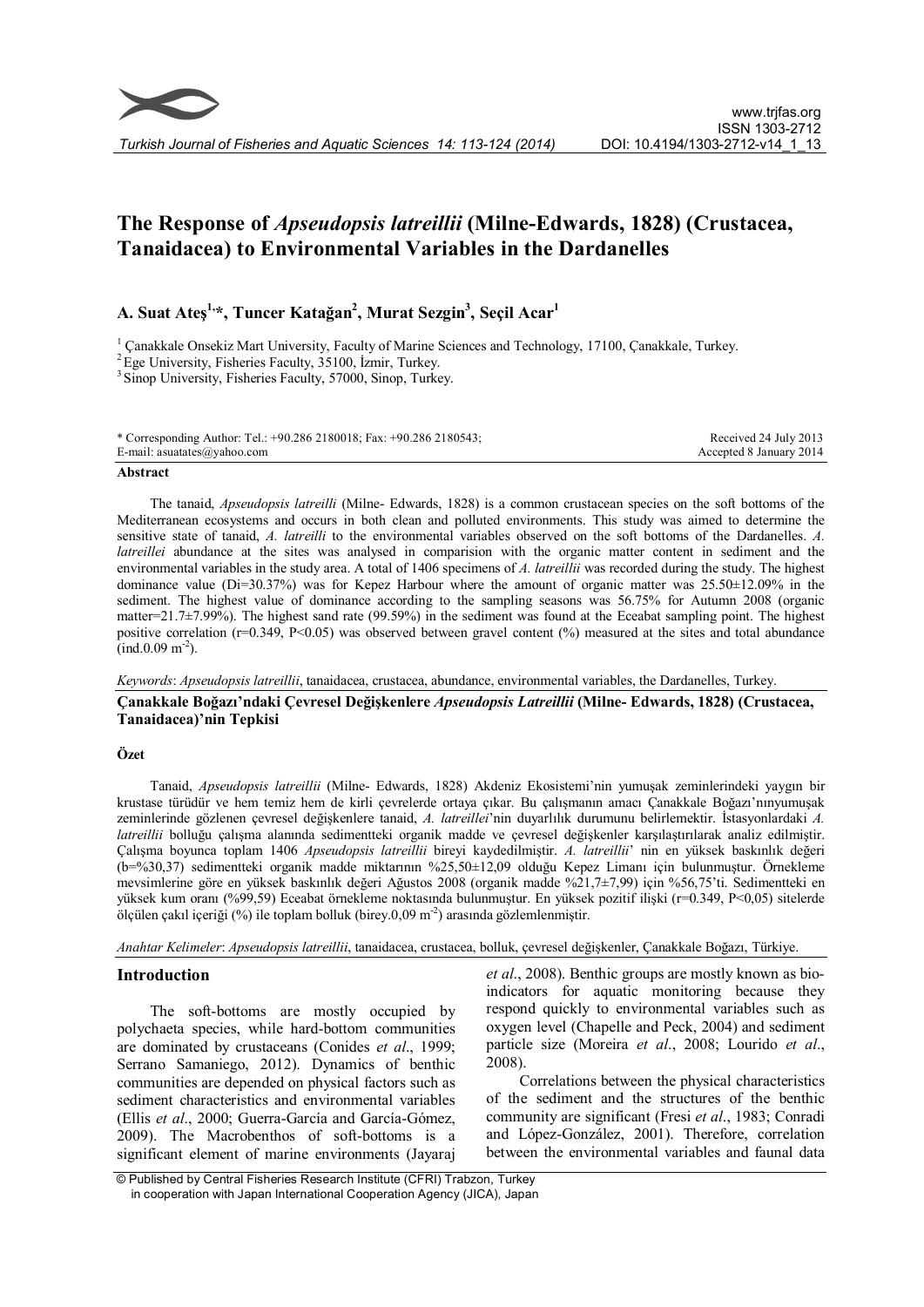# The Response of *Apseudopsis latreillii* (Milne-Edwards, 1828) (Crustacea, Tanaidacea) to Environmental Variables in the Dardanelles

**A. Suat Ateş[1,*], Tuncer Katağan[2], Murat Sezgin[3], Seçil Acar[1]**

[1] Çanakkale Onsekiz Mart University, Faculty of Marine Sciences and Technology, 17100, Çanakkale, Turkey.
[2] Ege University, Fisheries Faculty, 35100, İzmir, Turkey.
[3] Sinop University, Fisheries Faculty, 57000, Sinop, Turkey.

\* Corresponding Author: Tel.: +90.286 2180018; Fax: +90.286 2180543;
E-mail: asuatates@yahoo.com

Received 24 July 2013
Accepted 8 January 2014

## Abstract

The tanaid, *Apseudopsis latreilli* (Milne- Edwards, 1828) is a common crustacean species on the soft bottoms of the Mediterranean ecosystems and occurs in both clean and polluted environments. This study was aimed to determine the sensitive state of tanaid, *A. latreilli* to the environmental variables observed on the soft bottoms of the Dardanelles. *A. latreillei* abundance at the sites was analysed in comparision with the organic matter content in sediment and the environmental variables in the study area. A total of 1406 specimens of *A. latreillii* was recorded during the study. The highest dominance value (Di=30.37%) was for Kepez Harbour where the amount of organic matter was 25.50±12.09% in the sediment. The highest value of dominance according to the sampling seasons was 56.75% for Autumn 2008 (organic matter=21.7±7.99%). The highest sand rate (99.59%) in the sediment was found at the Eceabat sampling point. The highest positive correlation (r=0.349, P<0.05) was observed between gravel content (%) measured at the sites and total abundance (ind.0.09 $m^{-2}$).

*Keywords*: *Apseudopsis latreillii*, tanaidacea, crustacea, abundance, environmental variables, the Dardanelles, Turkey.

## Çanakkale Boğazı'ndaki Çevresel Değişkenlere *Apseudopsis Latreillii* (Milne- Edwards, 1828) (Crustacea, Tanaidacea)'nin Tepkisi

### Özet

Tanaid, *Apseudopsis latreillii* (Milne- Edwards, 1828) Akdeniz Ekosistemi'nin yumuşak zeminlerindeki yaygın bir krustase türüdür ve hem temiz hem de kirli çevrelerde ortaya çıkar. Bu çalışmanın amacı Çanakkale Boğazı'nınyumuşak zeminlerinde gözlenen çevresel değişkenlere tanaid, *A. latreillei*'nin duyarlılık durumunu belirlemektir. İstasyonlardaki *A. latreillii* bolluğu çalışma alanında sedimentteki organik madde ve çevresel değişkenler karşılaştırılarak analiz edilmiştir. Çalışma boyunca toplam 1406 *Apseudopsis latreillii* bireyi kaydedilmiştir. *A. latreillii*' nin en yüksek baskınlık değeri (b=%30,37) sedimentteki organik madde miktarının %25,50±12,09 olduğu Kepez Limanı için bulunmuştur. Örnekleme mevsimlerine göre en yüksek baskınlık değeri Ağustos 2008 (organik madde %21,7±7,99) için %56,75'ti. Sedimentteki en yüksek kum oranı (%99,59) Eceabat örnekleme noktasında bulunmuştur. En yüksek pozitif ilişki (r=0.349, P<0,05) sitelerde ölçülen çakıl içeriği (%) ile toplam bolluk (birey.0,09 $m^{-2}$) arasında gözlemlenmiştir.

*Anahtar Kelimeler*: *Apseudopsis latreillii*, tanaidacea, crustacea, bolluk, çevresel değişkenler, Çanakkale Boğazı, Türkiye.

## Introduction

The soft-bottoms are mostly occupied by polychaeta species, while hard-bottom communities are dominated by crustaceans (Conides *et al*., 1999; Serrano Samaniego, 2012). Dynamics of benthic communities are depended on physical factors such as sediment characteristics and environmental variables (Ellis *et al*., 2000; Guerra-García and García-Gómez, 2009). The Macrobenthos of soft-bottoms is a significant element of marine environments (Jayaraj *et al*., 2008). Benthic groups are mostly known as bio-indicators for aquatic monitoring because they respond quickly to environmental variables such as oxygen level (Chapelle and Peck, 2004) and sediment particle size (Moreira *et al*., 2008; Lourido *et al*., 2008).

Correlations between the physical characteristics of the sediment and the structures of the benthic community are significant (Fresi *et al*., 1983; Conradi and López-González, 2001). Therefore, correlation between the environmental variables and faunal data

© Published by Central Fisheries Research Institute (CFRI) Trabzon, Turkey in cooperation with Japan International Cooperation Agency (JICA), Japan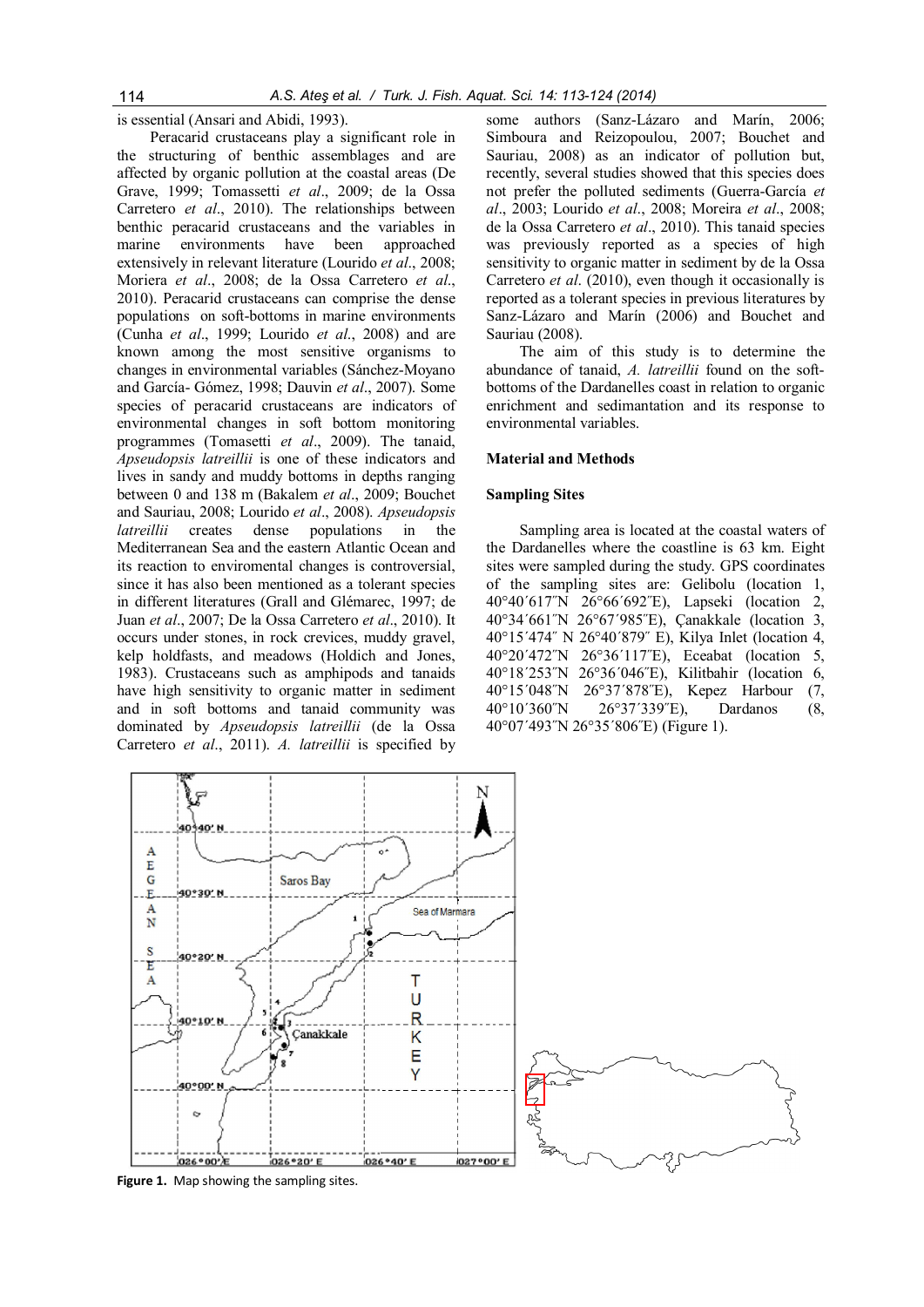is essential (Ansari and Abidi, 1993).

Peracarid crustaceans play a significant role in the structuring of benthic assemblages and are affected by organic pollution at the coastal areas (De Grave, 1999; Tomassetti *et al*., 2009; de la Ossa Carretero *et al*., 2010). The relationships between benthic peracarid crustaceans and the variables in marine environments have been approached extensively in relevant literature (Lourido *et al*., 2008; Moriera *et al*., 2008; de la Ossa Carretero *et al*., 2010). Peracarid crustaceans can comprise the dense populations on soft-bottoms in marine environments (Cunha *et al*., 1999; Lourido *et al*., 2008) and are known among the most sensitive organisms to changes in environmental variables (Sánchez-Moyano and García- Gómez, 1998; Dauvin *et al*., 2007). Some species of peracarid crustaceans are indicators of environmental changes in soft bottom monitoring programmes (Tomassetti *et al*., 2009). The tanaid, *Apseudopsis latreillii* is one of these indicators and lives in sandy and muddy bottoms in depths ranging between 0 and 138 m (Bakalem *et al*., 2009; Bouchet and Sauriau, 2008; Lourido *et al*., 2008). *Apseudopsis latreillii* creates dense populations in the Mediterranean Sea and the eastern Atlantic Ocean and its reaction to enviromental changes is controversial, since it has also been mentioned as a tolerant species in different literatures (Grall and Glémarec, 1997; de Juan *et al*., 2007; De la Ossa Carretero *et al*., 2010). It occurs under stones, in rock crevices, muddy gravel, kelp holdfasts, and meadows (Holdich and Jones, 1983). Crustaceans such as amphipods and tanaids have high sensitivity to organic matter in sediment and in soft bottoms and tanaid community was dominated by *Apseudopsis latreillii* (de la Ossa Carretero *et al*., 2011). *A. latreillii* is specified by some authors (Sanz-Lázaro and Marín, 2006; Simboura and Reizopoulou, 2007; Bouchet and Sauriau, 2008) as an indicator of pollution but, recently, several studies showed that this species does not prefer the polluted sediments (Guerra-García *et al*., 2003; Lourido *et al*., 2008; Moreira *et al*., 2008; de la Ossa Carretero *et al*., 2010). This tanaid species was previously reported as a species of high sensitivity to organic matter in sediment by de la Ossa Carretero *et al*. (2010), even though it occasionally is reported as a tolerant species in previous literatures by Sanz-Lázaro and Marín (2006) and Bouchet and Sauriau (2008).

The aim of this study is to determine the abundance of tanaid, *A. latreillii* found on the soft-bottoms of the Dardanelles coast in relation to organic enrichment and sedimantation and its response to environmental variables.

## Material and Methods

### Sampling Sites

Sampling area is located at the coastal waters of the Dardanelles where the coastline is 63 km. Eight sites were sampled during the study. GPS coordinates of the sampling sites are: Gelibolu (location 1, 40°40´617˝N 26°66´692˝E), Lapseki (location 2, 40°34´661˝N 26°67´985˝E), Çanakkale (location 3, 40°15´474˝ N 26°40´879˝ E), Kilya Inlet (location 4, 40°20´472˝N 26°36´117˝E), Eceabat (location 5, 40°18´253˝N 26°36´046˝E), Kilitbahir (location 6, 40°15´048˝N 26°37´878˝E), Kepez Harbour (7, 40°10´360˝N 26°37´339˝E), Dardanos (8, 40°07´493˝N 26°35´806˝E) (Figure 1).

**Figure 1.** Map showing the sampling sites.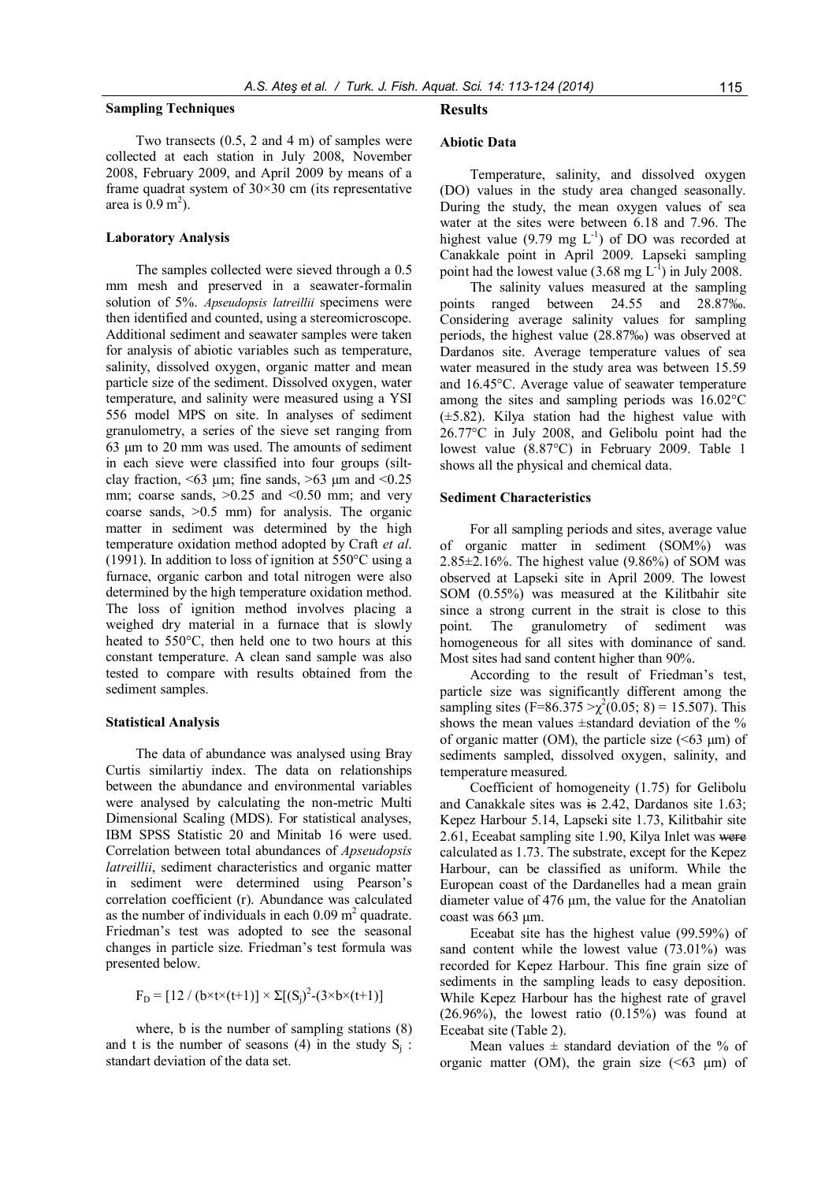### Sampling Techniques

Two transects (0.5, 2 and 4 m) of samples were collected at each station in July 2008, November 2008, February 2009, and April 2009 by means of a frame quadrat system of 30×30 cm (its representative area is $0.9\ m^2$).

### Laboratory Analysis

The samples collected were sieved through a 0.5 mm mesh and preserved in a seawater-formalin solution of 5%. *Apseudopsis latreillii* specimens were then identified and counted, using a stereomicroscope. Additional sediment and seawater samples were taken for analysis of abiotic variables such as temperature, salinity, dissolved oxygen, organic matter and mean particle size of the sediment. Dissolved oxygen, water temperature, and salinity were measured using a YSI 556 model MPS on site. In analyses of sediment granulometry, a series of the sieve set ranging from 63 µm to 20 mm was used. The amounts of sediment in each sieve were classified into four groups (silt-clay fraction, <63 µm; fine sands, >63 µm and <0.25 mm; coarse sands, >0.25 and <0.50 mm; and very coarse sands, >0.5 mm) for analysis. The organic matter in sediment was determined by the high temperature oxidation method adopted by Craft *et al*. (1991). In addition to loss of ignition at 550°C using a furnace, organic carbon and total nitrogen were also determined by the high temperature oxidation method. The loss of ignition method involves placing a weighed dry material in a furnace that is slowly heated to 550°C, then held one to two hours at this constant temperature. A clean sand sample was also tested to compare with results obtained from the sediment samples.

### Statistical Analysis

The data of abundance was analysed using Bray Curtis similartiy index. The data on relationships between the abundance and environmental variables were analysed by calculating the non-metric Multi Dimensional Scaling (MDS). For statistical analyses, IBM SPSS Statistic 20 and Minitab 16 were used. Correlation between total abundances of *Apseudopsis latreillii*, sediment characteristics and organic matter in sediment were determined using Pearson's correlation coefficient (r). Abundance was calculated as the number of individuals in each $0.09\ m^2$ quadrate. Friedman's test was adopted to see the seasonal changes in particle size. Friedman's test formula was presented below.

$$F_D = [12 / (b \times t \times (t+1))] \times \Sigma[(S_j)^2 - (3 \times b \times (t+1)]$$

where, b is the number of sampling stations (8) and t is the number of seasons (4) in the study $S_j$ : standart deviation of the data set.

## Results

### Abiotic Data

Temperature, salinity, and dissolved oxygen (DO) values in the study area changed seasonally. During the study, the mean oxygen values of sea water at the sites were between 6.18 and 7.96. The highest value ($9.79\ mg\ L^{-1}$) of DO was recorded at Canakkale point in April 2009. Lapseki sampling point had the lowest value ($3.68\ mg\ L^{-1}$) in July 2008.

The salinity values measured at the sampling points ranged between 24.55 and 28.87‰. Considering average salinity values for sampling periods, the highest value (28.87‰) was observed at Dardanos site. Average temperature values of sea water measured in the study area was between 15.59 and 16.45°C. Average value of seawater temperature among the sites and sampling periods was 16.02°C (±5.82). Kilya station had the highest value with 26.77°C in July 2008, and Gelibolu point had the lowest value (8.87°C) in February 2009. Table 1 shows all the physical and chemical data.

### Sediment Characteristics

For all sampling periods and sites, average value of organic matter in sediment (SOM%) was 2.85±2.16%. The highest value (9.86%) of SOM was observed at Lapseki site in April 2009. The lowest SOM (0.55%) was measured at the Kilitbahir site since a strong current in the strait is close to this point. The granulometry of sediment was homogeneous for all sites with dominance of sand. Most sites had sand content higher than 90%.

According to the result of Friedman's test, particle size was significantly different among the sampling sites ($F=86.375 > \chi^2(0.05; 8) = 15.507$). This shows the mean values ±standard deviation of the % of organic matter (OM), the particle size (<63 µm) of sediments sampled, dissolved oxygen, salinity, and temperature measured.

Coefficient of homogeneity (1.75) for Gelibolu and Canakkale sites was ~~is~~ 2.42, Dardanos site 1.63; Kepez Harbour 5.14, Lapseki site 1.73, Kilitbahir site 2.61, Eceabat sampling site 1.90, Kilya Inlet was ~~were~~ calculated as 1.73. The substrate, except for the Kepez Harbour, can be classified as uniform. While the European coast of the Dardanelles had a mean grain diameter value of 476 µm, the value for the Anatolian coast was 663 µm.

Eceabat site has the highest value (99.59%) of sand content while the lowest value (73.01%) was recorded for Kepez Harbour. This fine grain size of sediments in the sampling leads to easy deposition. While Kepez Harbour has the highest rate of gravel (26.96%), the lowest ratio (0.15%) was found at Eceabat site (Table 2).

Mean values ± standard deviation of the % of organic matter (OM), the grain size (<63 µm) of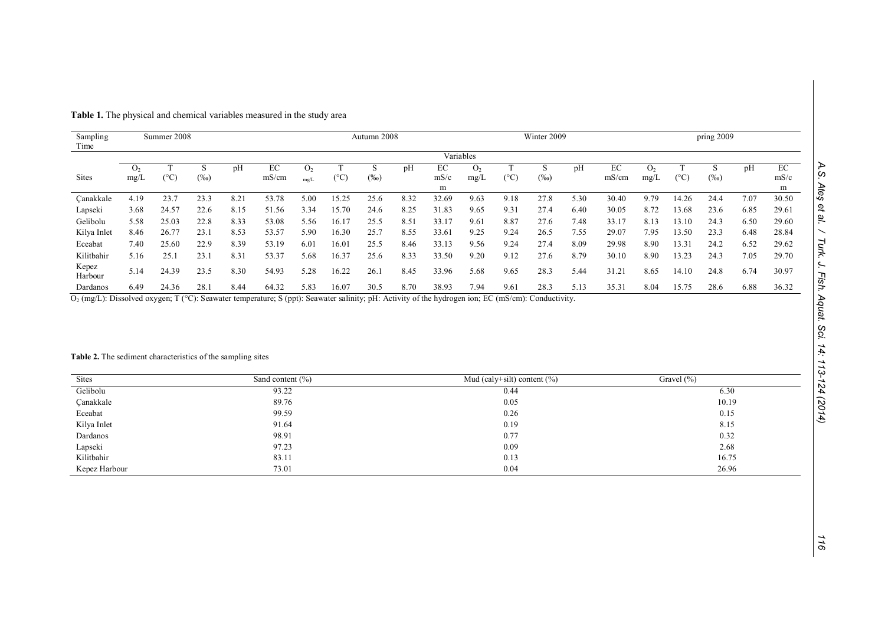**Table 1.** The physical and chemical variables measured in the study area

| Sampling Time | Summer 2008 | | | | | Autumn 2008 | | | | | Winter 2009 | | | | | pring 2009 | | | | |
|---|---|---|---|---|---|---|---|---|---|---|---|---|---|---|---|---|---|---|---|---|
| | Variables | | | | | | | | | | | | | | | | | | | |
| Sites | $O_2$ mg/L | T (°C) | S (‰) | pH | EC mS/cm | $O_2$ mg/L | T (°C) | S (‰) | pH | EC mS/cm | $O_2$ mg/L | T (°C) | S (‰) | pH | EC mS/cm | $O_2$ mg/L | T (°C) | S (‰) | pH | EC mS/cm |
| Çanakkale | 4.19 | 23.7 | 23.3 | 8.21 | 53.78 | 5.00 | 15.25 | 25.6 | 8.32 | 32.69 | 9.63 | 9.18 | 27.8 | 5.30 | 30.40 | 9.79 | 14.26 | 24.4 | 7.07 | 30.50 |
| Lapseki | 3.68 | 24.57 | 22.6 | 8.15 | 51.56 | 3.34 | 15.70 | 24.6 | 8.25 | 31.83 | 9.65 | 9.31 | 27.4 | 6.40 | 30.05 | 8.72 | 13.68 | 23.6 | 6.85 | 29.61 |
| Gelibolu | 5.58 | 25.03 | 22.8 | 8.33 | 53.08 | 5.56 | 16.17 | 25.5 | 8.51 | 33.17 | 9.61 | 8.87 | 27.6 | 7.48 | 33.17 | 8.13 | 13.10 | 24.3 | 6.50 | 29.60 |
| Kilya Inlet | 8.46 | 26.77 | 23.1 | 8.53 | 53.57 | 5.90 | 16.30 | 25.7 | 8.55 | 33.61 | 9.25 | 9.24 | 26.5 | 7.55 | 29.07 | 7.95 | 13.50 | 23.3 | 6.48 | 28.84 |
| Eceabat | 7.40 | 25.60 | 22.9 | 8.39 | 53.19 | 6.01 | 16.01 | 25.5 | 8.46 | 33.13 | 9.56 | 9.24 | 27.4 | 8.09 | 29.98 | 8.90 | 13.31 | 24.2 | 6.52 | 29.62 |
| Kilitbahir | 5.16 | 25.1 | 23.1 | 8.31 | 53.37 | 5.68 | 16.37 | 25.6 | 8.33 | 33.50 | 9.20 | 9.12 | 27.6 | 8.79 | 30.10 | 8.90 | 13.23 | 24.3 | 7.05 | 29.70 |
| Kepez Harbour | 5.14 | 24.39 | 23.5 | 8.30 | 54.93 | 5.28 | 16.22 | 26.1 | 8.45 | 33.96 | 5.68 | 9.65 | 28.3 | 5.44 | 31.21 | 8.65 | 14.10 | 24.8 | 6.74 | 30.97 |
| Dardanos | 6.49 | 24.36 | 28.1 | 8.44 | 64.32 | 5.83 | 16.07 | 30.5 | 8.70 | 38.93 | 7.94 | 9.61 | 28.3 | 5.13 | 35.31 | 8.04 | 15.75 | 28.6 | 6.88 | 36.32 |

$O_2$ (mg/L): Dissolved oxygen; T (°C): Seawater temperature; S (ppt): Seawater salinity; pH: Activity of the hydrogen ion; EC (mS/cm): Conductivity.

**Table 2.** The sediment characteristics of the sampling sites

| Sites | Sand content (%) | Mud (caly+silt) content (%) | Gravel (%) |
|---|---|---|---|
| Gelibolu | 93.22 | 0.44 | 6.30 |
| Çanakkale | 89.76 | 0.05 | 10.19 |
| Eceabat | 99.59 | 0.26 | 0.15 |
| Kilya Inlet | 91.64 | 0.19 | 8.15 |
| Dardanos | 98.91 | 0.77 | 0.32 |
| Lapseki | 97.23 | 0.09 | 2.68 |
| Kilitbahir | 83.11 | 0.13 | 16.75 |
| Kepez Harbour | 73.01 | 0.04 | 26.96 |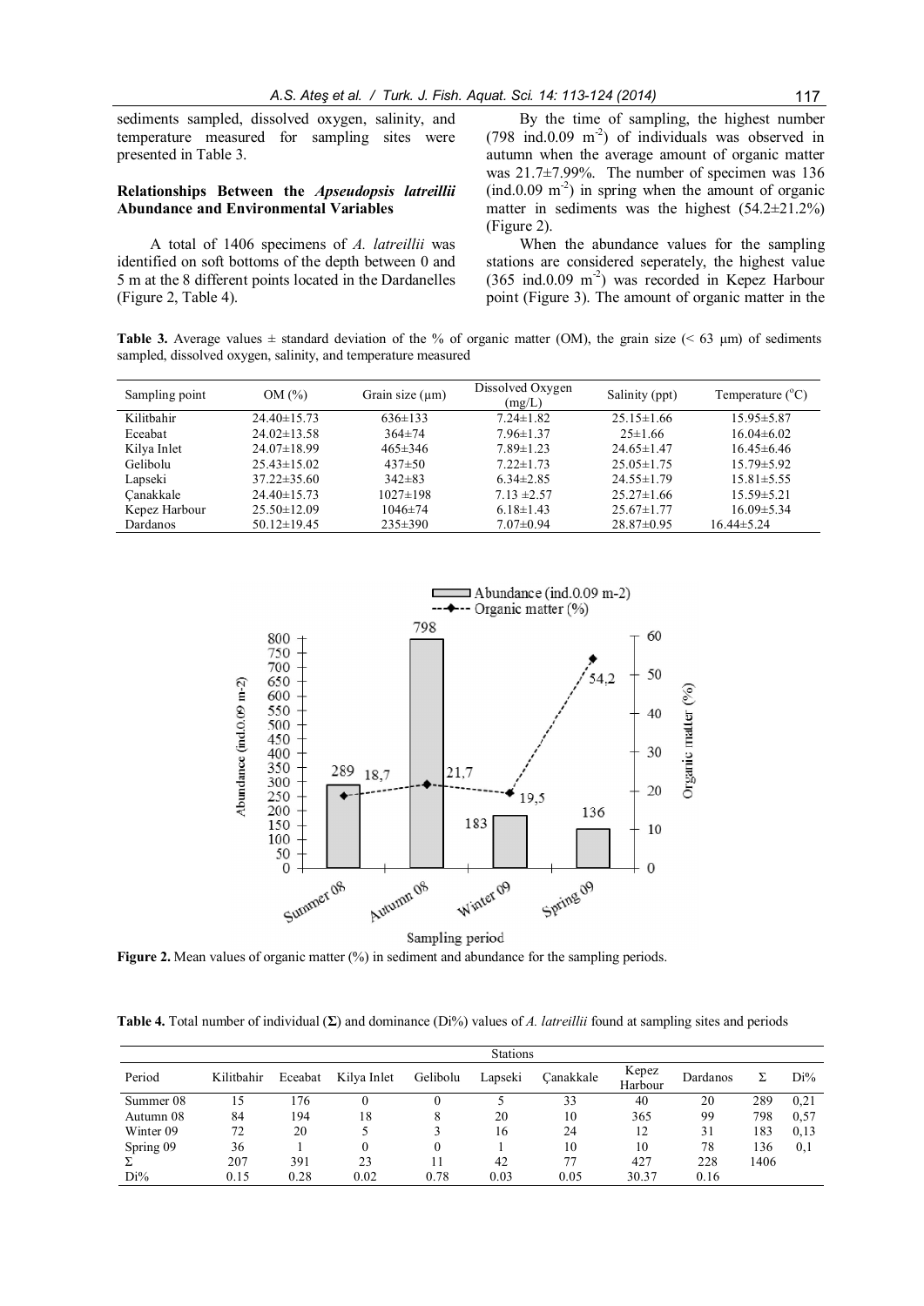sediments sampled, dissolved oxygen, salinity, and temperature measured for sampling sites were presented in Table 3.

### Relationships Between the *Apseudopsis latreillii* Abundance and Environmental Variables

A total of 1406 specimens of *A. latreillii* was identified on soft bottoms of the depth between 0 and 5 m at the 8 different points located in the Dardanelles (Figure 2, Table 4).

By the time of sampling, the highest number (798 ind.0.09 $m^{-2}$) of individuals was observed in autumn when the average amount of organic matter was 21.7±7.99%. The number of specimen was 136 (ind.0.09 $m^{-2}$) in spring when the amount of organic matter in sediments was the highest (54.2±21.2%) (Figure 2).

When the abundance values for the sampling stations are considered seperately, the highest value (365 ind.0.09 $m^{-2}$) was recorded in Kepez Harbour point (Figure 3). The amount of organic matter in the

**Table 3.** Average values ± standard deviation of the % of organic matter (OM), the grain size (< 63 µm) of sediments sampled, dissolved oxygen, salinity, and temperature measured

| Sampling point | OM (%) | Grain size (µm) | Dissolved Oxygen (mg/L) | Salinity (ppt) | Temperature (°C) |
|---|---|---|---|---|---|
| Kilitbahir | 24.40±15.73 | 636±133 | 7.24±1.82 | 25.15±1.66 | 15.95±5.87 |
| Eceabat | 24.02±13.58 | 364±74 | 7.96±1.37 | 25±1.66 | 16.04±6.02 |
| Kilya Inlet | 24.07±18.99 | 465±346 | 7.89±1.23 | 24.65±1.47 | 16.45±6.46 |
| Gelibolu | 25.43±15.02 | 437±50 | 7.22±1.73 | 25.05±1.75 | 15.79±5.92 |
| Lapseki | 37.22±35.60 | 342±83 | 6.34±2.85 | 24.55±1.79 | 15.81±5.55 |
| Çanakkale | 24.40±15.73 | 1027±198 | 7.13 ±2.57 | 25.27±1.66 | 15.59±5.21 |
| Kepez Harbour | 25.50±12.09 | 1046±74 | 6.18±1.43 | 25.67±1.77 | 16.09±5.34 |
| Dardanos | 50.12±19.45 | 235±390 | 7.07±0.94 | 28.87±0.95 | 16.44±5.24 |

**Figure 2.** Mean values of organic matter (%) in sediment and abundance for the sampling periods.

**Table 4.** Total number of individual (**Σ**) and dominance (Di%) values of *A. latreillii* found at sampling sites and periods

| | Stations | | | | | | | | | |
|---|---|---|---|---|---|---|---|---|---|---|
| Period | Kilitbahir | Eceabat | Kilya Inlet | Gelibolu | Lapseki | Çanakkale | Kepez Harbour | Dardanos | Σ | Di% |
| Summer 08 | 15 | 176 | 0 | 0 | 5 | 33 | 40 | 20 | 289 | 0,21 |
| Autumn 08 | 84 | 194 | 18 | 8 | 20 | 10 | 365 | 99 | 798 | 0,57 |
| Winter 09 | 72 | 20 | 5 | 3 | 16 | 24 | 12 | 31 | 183 | 0,13 |
| Spring 09 | 36 | 1 | 0 | 0 | 1 | 10 | 10 | 78 | 136 | 0,1 |
| Σ | 207 | 391 | 23 | 11 | 42 | 77 | 427 | 228 | 1406 | |
| Di% | 0.15 | 0.28 | 0.02 | 0.78 | 0.03 | 0.05 | 30.37 | 0.16 | | |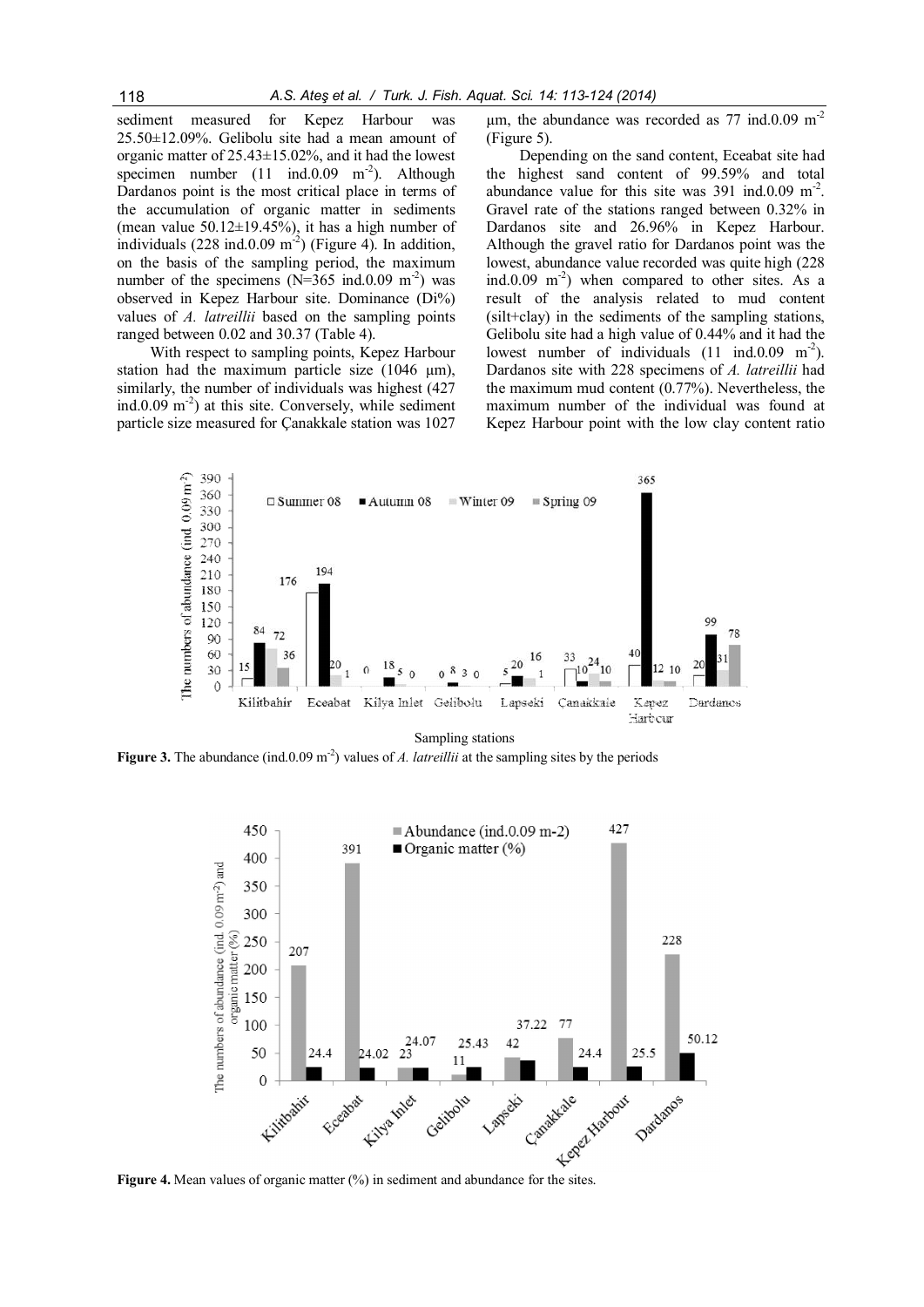sediment measured for Kepez Harbour was 25.50±12.09%. Gelibolu site had a mean amount of organic matter of 25.43±15.02%, and it had the lowest specimen number (11 ind.0.09 $m^{-2}$). Although Dardanos point is the most critical place in terms of the accumulation of organic matter in sediments (mean value 50.12±19.45%), it has a high number of individuals (228 ind.0.09 $m^{-2}$) (Figure 4). In addition, on the basis of the sampling period, the maximum number of the specimens (N=365 ind.0.09 $m^{-2}$) was observed in Kepez Harbour site. Dominance (Di%) values of *A. latreillii* based on the sampling points ranged between 0.02 and 30.37 (Table 4).

With respect to sampling points, Kepez Harbour station had the maximum particle size (1046 µm), similarly, the number of individuals was highest (427 ind.0.09 $m^{-2}$) at this site. Conversely, while sediment particle size measured for Çanakkale station was 1027 µm, the abundance was recorded as 77 ind.0.09 $m^{-2}$ (Figure 5).

Depending on the sand content, Eceabat site had the highest sand content of 99.59% and total abundance value for this site was 391 ind.0.09 $m^{-2}$. Gravel rate of the stations ranged between 0.32% in Dardanos site and 26.96% in Kepez Harbour. Although the gravel ratio for Dardanos point was the lowest, abundance value recorded was quite high (228 ind.0.09 $m^{-2}$) when compared to other sites. As a result of the analysis related to mud content (silt+clay) in the sediments of the sampling stations, Gelibolu site had a high value of 0.44% and it had the lowest number of individuals (11 ind.0.09 $m^{-2}$). Dardanos site with 228 specimens of *A. latreillii* had the maximum mud content (0.77%). Nevertheless, the maximum number of the individual was found at Kepez Harbour point with the low clay content ratio

**Figure 3.** The abundance (ind.0.09 $m^{-2}$) values of *A. latreillii* at the sampling sites by the periods

**Figure 4.** Mean values of organic matter (%) in sediment and abundance for the sites.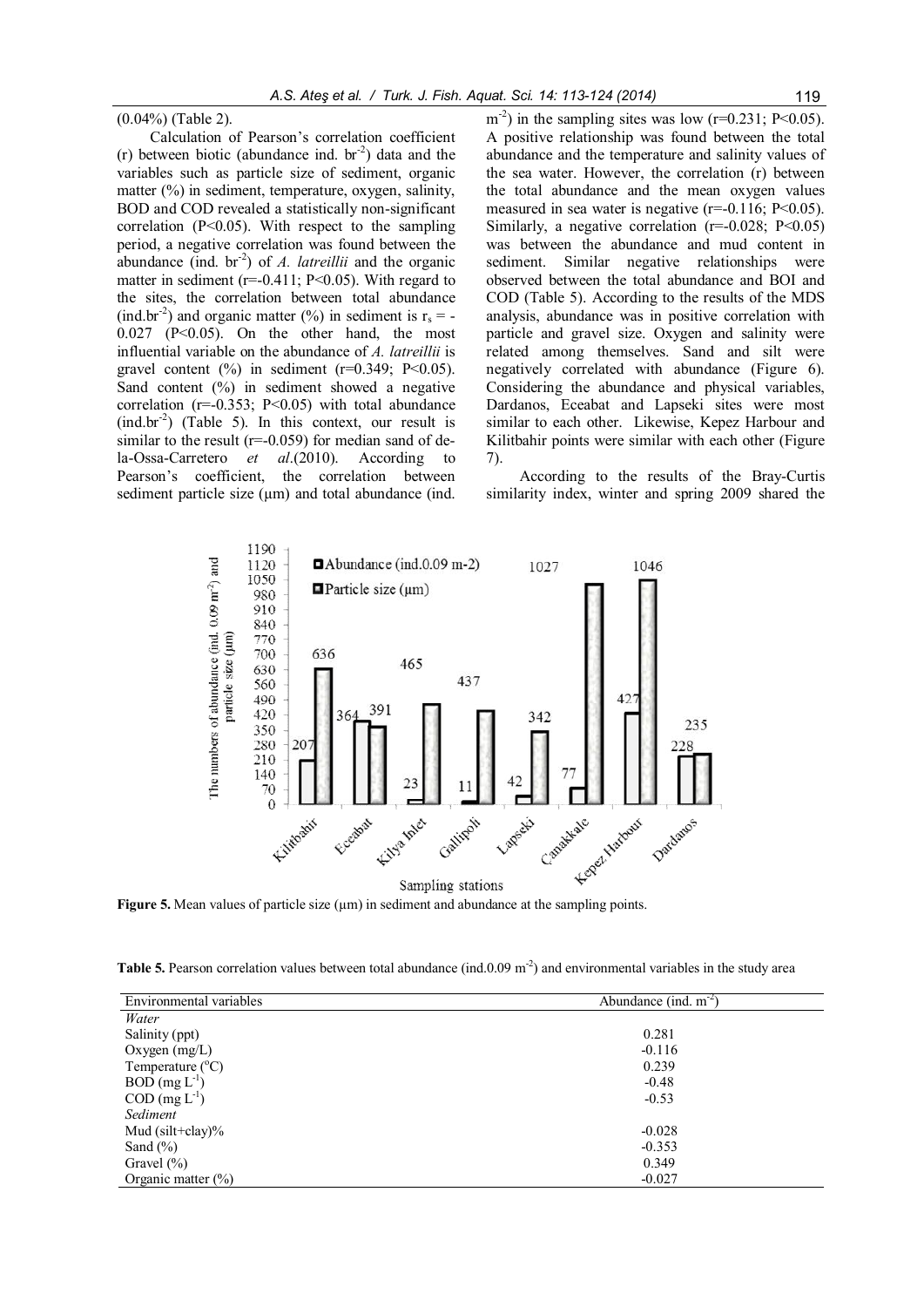(0.04%) (Table 2).

Calculation of Pearson's correlation coefficient (r) between biotic (abundance ind. $br^{-2}$) data and the variables such as particle size of sediment, organic matter (%) in sediment, temperature, oxygen, salinity, BOD and COD revealed a statistically non-significant correlation ($P<0.05$). With respect to the sampling period, a negative correlation was found between the abundance (ind. $br^{-2}$) of *A. latreillii* and the organic matter in sediment ($r=-0.411$; $P<0.05$). With regard to the sites, the correlation between total abundance (ind.$br^{-2}$) and organic matter (%) in sediment is $r_s = -0.027$ ($P<0.05$). On the other hand, the most influential variable on the abundance of *A. latreillii* is gravel content (%) in sediment ($r=0.349$; $P<0.05$). Sand content (%) in sediment showed a negative correlation ($r=-0.353$; $P<0.05$) with total abundance (ind.$br^{-2}$) (Table 5). In this context, our result is similar to the result ($r=-0.059$) for median sand of de-la-Ossa-Carretero *et al*.(2010). According to Pearson's coefficient, the correlation between sediment particle size (µm) and total abundance (ind. $m^{-2}$) in the sampling sites was low ($r=0.231$; $P<0.05$). A positive relationship was found between the total abundance and the temperature and salinity values of the sea water. However, the correlation (r) between the total abundance and the mean oxygen values measured in sea water is negative ($r=-0.116$; $P<0.05$). Similarly, a negative correlation ($r=-0.028$; $P<0.05$) was between the abundance and mud content in sediment. Similar negative relationships were observed between the total abundance and BOI and COD (Table 5). According to the results of the MDS analysis, abundance was in positive correlation with particle and gravel size. Oxygen and salinity were related among themselves. Sand and silt were negatively correlated with abundance (Figure 6). Considering the abundance and physical variables, Dardanos, Eceabat and Lapseki sites were most similar to each other. Likewise, Kepez Harbour and Kilitbahir points were similar with each other (Figure 7).

According to the results of the Bray-Curtis similarity index, winter and spring 2009 shared the

**Figure 5.** Mean values of particle size (µm) in sediment and abundance at the sampling points.

**Table 5.** Pearson correlation values between total abundance (ind.0.09 $m^{-2}$) and environmental variables in the study area

| Environmental variables | Abundance (ind. $m^{-2}$) |
|---|---|
| *Water* | |
| Salinity (ppt) | 0.281 |
| Oxygen (mg/L) | -0.116 |
| Temperature (°C) | 0.239 |
| BOD (mg $L^{-1}$) | -0.48 |
| COD (mg $L^{-1}$) | -0.53 |
| *Sediment* | |
| Mud (silt+clay)% | -0.028 |
| Sand (%) | -0.353 |
| Gravel (%) | 0.349 |
| Organic matter (%) | -0.027 |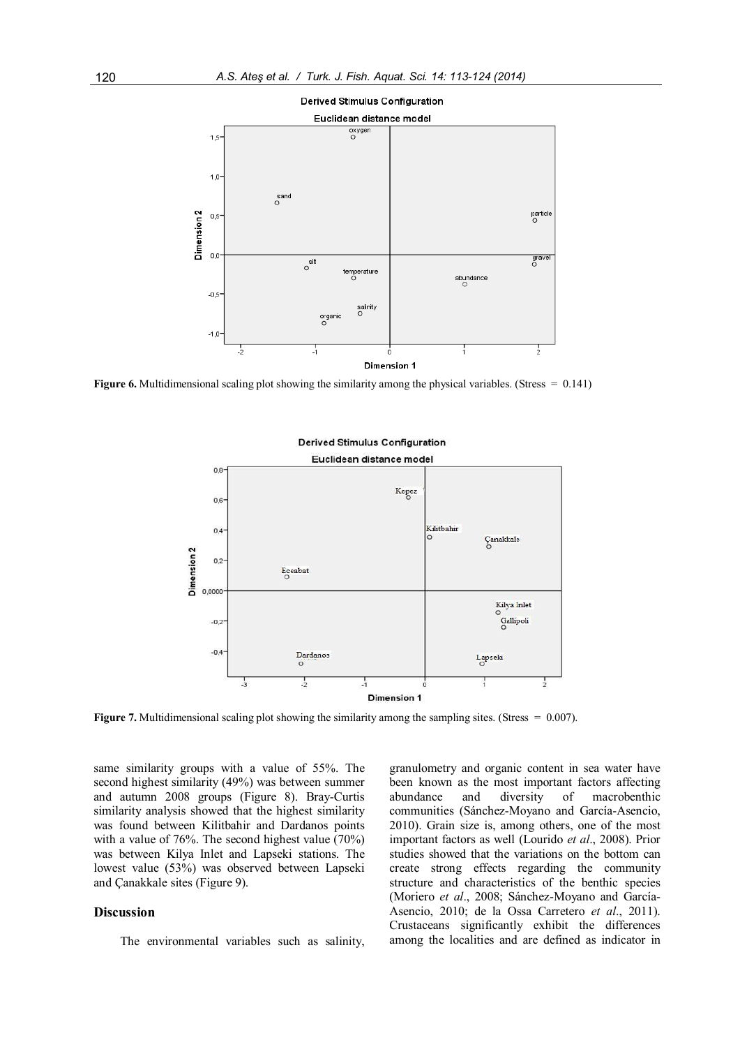Figure 6. Multidimensional scaling plot showing the similarity among the physical variables. (Stress = 0.141)

Figure 7. Multidimensional scaling plot showing the similarity among the sampling sites. (Stress = 0.007).

same similarity groups with a value of 55%. The second highest similarity (49%) was between summer and autumn 2008 groups (Figure 8). Bray-Curtis similarity analysis showed that the highest similarity was found between Kilitbahir and Dardanos points with a value of 76%. The second highest value (70%) was between Kilya Inlet and Lapseki stations. The lowest value (53%) was observed between Lapseki and Çanakkale sites (Figure 9).

## Discussion

The environmental variables such as salinity, granulometry and organic content in sea water have been known as the most important factors affecting abundance and diversity of macrobenthic communities (Sánchez-Moyano and García-Asencio, 2010). Grain size is, among others, one of the most important factors as well (Lourido *et al*., 2008). Prior studies showed that the variations on the bottom can create strong effects regarding the community structure and characteristics of the benthic species (Moriero *et al*., 2008; Sánchez-Moyano and García-Asencio, 2010; de la Ossa Carretero *et al*., 2011). Crustaceans significantly exhibit the differences among the localities and are defined as indicator in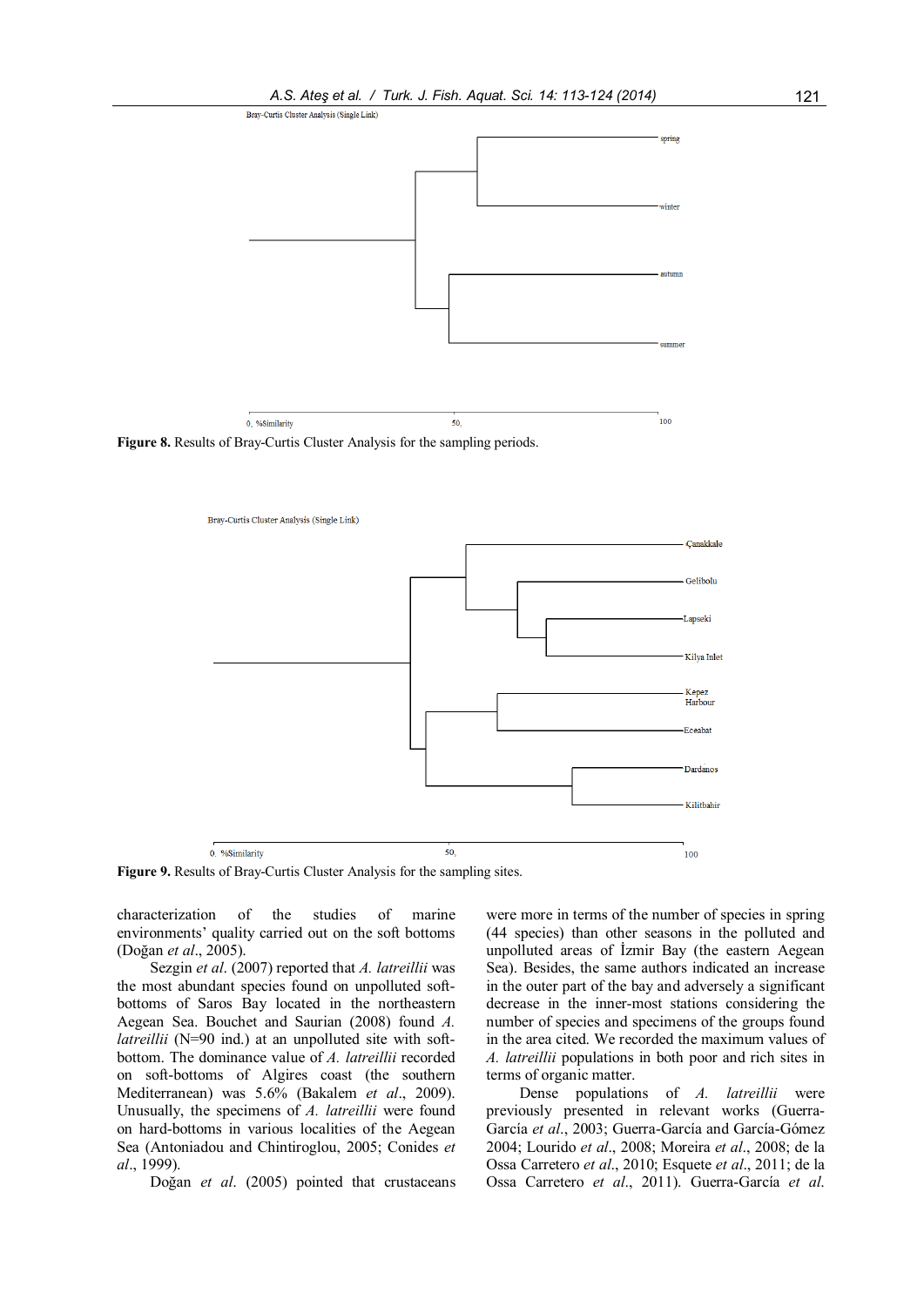Bray-Curtis Cluster Analysis (Single Link)

spring

winter

autumn

summer

0. %Similarity 50, 100

**Figure 8.** Results of Bray-Curtis Cluster Analysis for the sampling periods.

Bray-Curtis Cluster Analysis (Single Link)

Çanakkale

Gelibolu

Lapseki

Kilya Inlet

Kepez Harbour

Eceabat

Dardanos

Kilitbahir

0. %Similarity 50, 100

**Figure 9.** Results of Bray-Curtis Cluster Analysis for the sampling sites.

characterization of the studies of marine environments' quality carried out on the soft bottoms (Doğan *et al*., 2005).

Sezgin *et al*. (2007) reported that *A. latreillii* was the most abundant species found on unpolluted soft-bottoms of Saros Bay located in the northeastern Aegean Sea. Bouchet and Saurian (2008) found *A. latreillii* (N=90 ind.) at an unpolluted site with soft-bottom. The dominance value of *A. latreillii* recorded on soft-bottoms of Algires coast (the southern Mediterranean) was 5.6% (Bakalem *et al*., 2009). Unusually, the specimens of *A. latreillii* were found on hard-bottoms in various localities of the Aegean Sea (Antoniadou and Chintiroglou, 2005; Conides *et al*., 1999).

Doğan *et al*. (2005) pointed that crustaceans were more in terms of the number of species in spring (44 species) than other seasons in the polluted and unpolluted areas of İzmir Bay (the eastern Aegean Sea). Besides, the same authors indicated an increase in the outer part of the bay and adversely a significant decrease in the inner-most stations considering the number of species and specimens of the groups found in the area cited. We recorded the maximum values of *A. latreillii* populations in both poor and rich sites in terms of organic matter.

Dense populations of *A. latreillii* were previously presented in relevant works (Guerra-García *et al*., 2003; Guerra-García and García-Gómez 2004; Lourido *et al*., 2008; Moreira *et al*., 2008; de la Ossa Carretero *et al*., 2010; Esquete *et al*., 2011; de la Ossa Carretero *et al*., 2011). Guerra-García *et al*.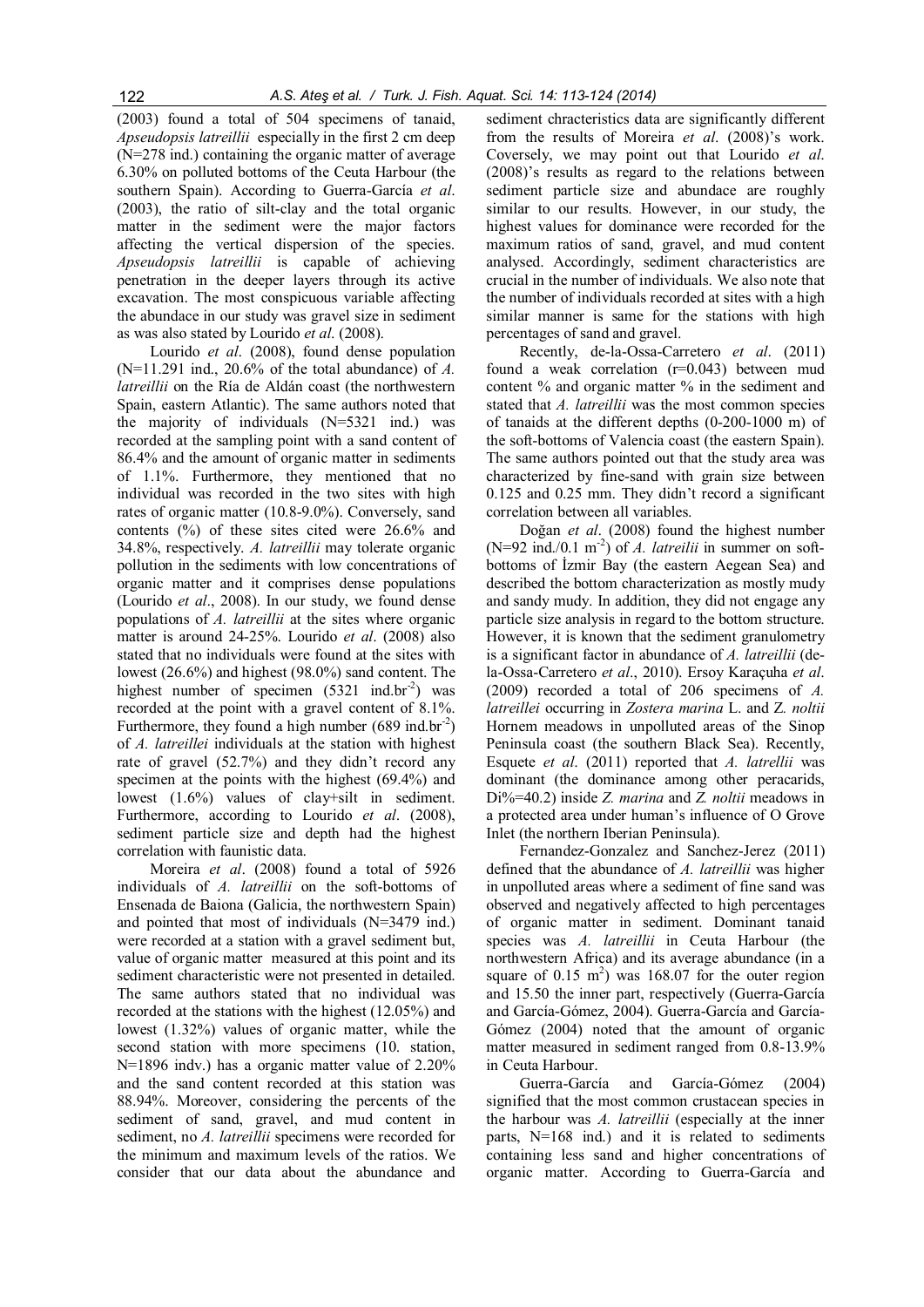(2003) found a total of 504 specimens of tanaid, *Apseudopsis latreillii* especially in the first 2 cm deep (N=278 ind.) containing the organic matter of average 6.30% on polluted bottoms of the Ceuta Harbour (the southern Spain). According to Guerra-García *et al*. (2003), the ratio of silt-clay and the total organic matter in the sediment were the major factors affecting the vertical dispersion of the species. *Apseudopsis latreillii* is capable of achieving penetration in the deeper layers through its active excavation. The most conspicuous variable affecting the abundace in our study was gravel size in sediment as was also stated by Lourido *et al*. (2008).

Lourido *et al*. (2008), found dense population (N=11.291 ind., 20.6% of the total abundance) of *A. latreillii* on the Ría de Aldán coast (the northwestern Spain, eastern Atlantic). The same authors noted that the majority of individuals (N=5321 ind.) was recorded at the sampling point with a sand content of 86.4% and the amount of organic matter in sediments of 1.1%. Furthermore, they mentioned that no individual was recorded in the two sites with high rates of organic matter (10.8-9.0%). Conversely, sand contents (%) of these sites cited were 26.6% and 34.8%, respectively. *A. latreillii* may tolerate organic pollution in the sediments with low concentrations of organic matter and it comprises dense populations (Lourido *et al*., 2008). In our study, we found dense populations of *A. latreillii* at the sites where organic matter is around 24-25%. Lourido *et al*. (2008) also stated that no individuals were found at the sites with lowest (26.6%) and highest (98.0%) sand content. The highest number of specimen (5321 ind.br$^{-2}$) was recorded at the point with a gravel content of 8.1%. Furthermore, they found a high number (689 ind.br$^{-2}$) of *A. latreillei* individuals at the station with highest rate of gravel (52.7%) and they didn't record any specimen at the points with the highest (69.4%) and lowest (1.6%) values of clay+silt in sediment. Furthermore, according to Lourido *et al*. (2008), sediment particle size and depth had the highest correlation with faunistic data.

Moreira *et al*. (2008) found a total of 5926 individuals of *A. latreillii* on the soft-bottoms of Ensenada de Baiona (Galicia, the northwestern Spain) and pointed that most of individuals (N=3479 ind.) were recorded at a station with a gravel sediment but, value of organic matter measured at this point and its sediment characteristic were not presented in detailed. The same authors stated that no individual was recorded at the stations with the highest (12.05%) and lowest (1.32%) values of organic matter, while the second station with more specimens (10. station, N=1896 indv.) has a organic matter value of 2.20% and the sand content recorded at this station was 88.94%. Moreover, considering the percents of the sediment of sand, gravel, and mud content in sediment, no *A. latreillii* specimens were recorded for the minimum and maximum levels of the ratios. We consider that our data about the abundance and sediment chracteristics data are significantly different from the results of Moreira *et al*. (2008)'s work. Coversely, we may point out that Lourido *et al*. (2008)'s results as regard to the relations between sediment particle size and abundace are roughly similar to our results. However, in our study, the highest values for dominance were recorded for the maximum ratios of sand, gravel, and mud content analysed. Accordingly, sediment characteristics are crucial in the number of individuals. We also note that the number of individuals recorded at sites with a high similar manner is same for the stations with high percentages of sand and gravel.

Recently, de-la-Ossa-Carretero *et al*. (2011) found a weak correlation (r=0.043) between mud content % and organic matter % in the sediment and stated that *A. latreillii* was the most common species of tanaids at the different depths (0-200-1000 m) of the soft-bottoms of Valencia coast (the eastern Spain). The same authors pointed out that the study area was characterized by fine-sand with grain size between 0.125 and 0.25 mm. They didn't record a significant correlation between all variables.

Doğan *et al*. (2008) found the highest number (N=92 ind./0.1 m$^{-2}$) of *A. latreillii* in summer on soft-bottoms of İzmir Bay (the eastern Aegean Sea) and described the bottom characterization as mostly mudy and sandy mudy. In addition, they did not engage any particle size analysis in regard to the bottom structure. However, it is known that the sediment granulometry is a significant factor in abundance of *A. latreillii* (de-la-Ossa-Carretero *et al*., 2010). Ersoy Karaçuha *et al*. (2009) recorded a total of 206 specimens of *A. latreillei* occurring in *Zostera marina* L. and *Z. noltii* Hornem meadows in unpolluted areas of the Sinop Peninsula coast (the southern Black Sea). Recently, Esquete *et al*. (2011) reported that *A. latrellii* was dominant (the dominance among other peracarids, Di%=40.2) inside *Z. marina* and *Z. noltii* meadows in a protected area under human's influence of O Grove Inlet (the northern Iberian Peninsula).

Fernandez-Gonzalez and Sanchez-Jerez (2011) defined that the abundance of *A. latreillii* was higher in unpolluted areas where a sediment of fine sand was observed and negatively affected to high percentages of organic matter in sediment. Dominant tanaid species was *A. latreillii* in Ceuta Harbour (the northwestern Africa) and its average abundance (in a square of 0.15 m$^{2}$) was 168.07 for the outer region and 15.50 the inner part, respectively (Guerra-García and García-Gómez, 2004). Guerra-García and García-Gómez (2004) noted that the amount of organic matter measured in sediment ranged from 0.8-13.9% in Ceuta Harbour.

Guerra-García and García-Gómez (2004) signified that the most common crustacean species in the harbour was *A. latreillii* (especially at the inner parts, N=168 ind.) and it is related to sediments containing less sand and higher concentrations of organic matter. According to Guerra-García and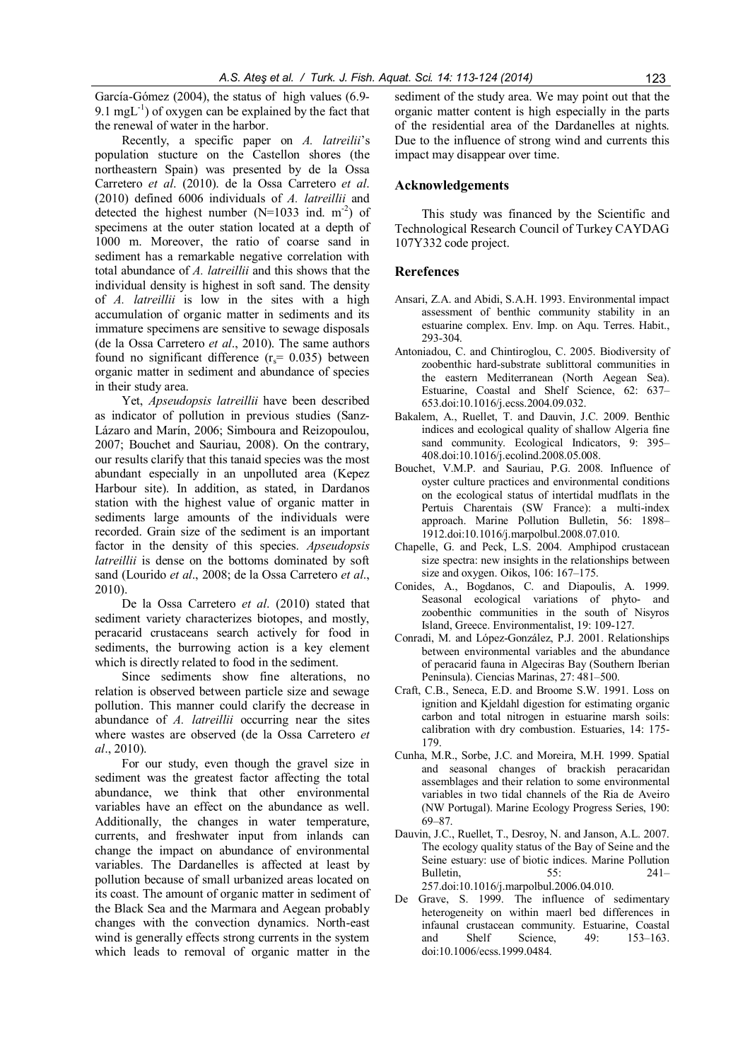García-Gómez (2004), the status of high values (6.9-9.1 mgL$^{-1}$) of oxygen can be explained by the fact that the renewal of water in the harbor.

Recently, a specific paper on *A. latreilii*'s population stucture on the Castellon shores (the northeastern Spain) was presented by de la Ossa Carretero *et al*. (2010). de la Ossa Carretero *et al*. (2010) defined 6006 individuals of *A. latreillii* and detected the highest number (N=1033 ind. m$^{-2}$) of specimens at the outer station located at a depth of 1000 m. Moreover, the ratio of coarse sand in sediment has a remarkable negative correlation with total abundance of *A. latreillii* and this shows that the individual density is highest in soft sand. The density of *A. latreillii* is low in the sites with a high accumulation of organic matter in sediments and its immature specimens are sensitive to sewage disposals (de la Ossa Carretero *et al*., 2010). The same authors found no significant difference ($r_s$= 0.035) between organic matter in sediment and abundance of species in their study area.

Yet, *Apseudopsis latreillii* have been described as indicator of pollution in previous studies (Sanz-Lázaro and Marín, 2006; Simboura and Reizopoulou, 2007; Bouchet and Sauriau, 2008). On the contrary, our results clarify that this tanaid species was the most abundant especially in an unpolluted area (Kepez Harbour site). In addition, as stated, in Dardanos station with the highest value of organic matter in sediments large amounts of the individuals were recorded. Grain size of the sediment is an important factor in the density of this species. *Apseudopsis latreillii* is dense on the bottoms dominated by soft sand (Lourido *et al*., 2008; de la Ossa Carretero *et al*., 2010).

De la Ossa Carretero *et al*. (2010) stated that sediment variety characterizes biotopes, and mostly, peracarid crustaceans search actively for food in sediments, the burrowing action is a key element which is directly related to food in the sediment.

Since sediments show fine alterations, no relation is observed between particle size and sewage pollution. This manner could clarify the decrease in abundance of *A. latreillii* occurring near the sites where wastes are observed (de la Ossa Carretero *et al*., 2010).

For our study, even though the gravel size in sediment was the greatest factor affecting the total abundance, we think that other environmental variables have an effect on the abundance as well. Additionally, the changes in water temperature, currents, and freshwater input from inlands can change the impact on abundance of environmental variables. The Dardanelles is affected at least by pollution because of small urbanized areas located on its coast. The amount of organic matter in sediment of the Black Sea and the Marmara and Aegean probably changes with the convection dynamics. North-east wind is generally effects strong currents in the system which leads to removal of organic matter in the sediment of the study area. We may point out that the organic matter content is high especially in the parts of the residential area of the Dardanelles at nights. Due to the influence of strong wind and currents this impact may disappear over time.

## Acknowledgements

This study was financed by the Scientific and Technological Research Council of Turkey CAYDAG 107Y332 code project.

## Rerefences

Ansari, Z.A. and Abidi, S.A.H. 1993. Environmental impact assessment of benthic community stability in an estuarine complex. Env. Imp. on Aqu. Terres. Habit., 293-304.

Antoniadou, C. and Chintiroglou, C. 2005. Biodiversity of zoobenthic hard-substrate sublittoral communities in the eastern Mediterranean (North Aegean Sea). Estuarine, Coastal and Shelf Science, 62: 637–653.doi:10.1016/j.ecss.2004.09.032.

Bakalem, A., Ruellet, T. and Dauvin, J.C. 2009. Benthic indices and ecological quality of shallow Algeria fine sand community. Ecological Indicators, 9: 395–408.doi:10.1016/j.ecolind.2008.05.008.

Bouchet, V.M.P. and Sauriau, P.G. 2008. Influence of oyster culture practices and environmental conditions on the ecological status of intertidal mudflats in the Pertuis Charentais (SW France): a multi-index approach. Marine Pollution Bulletin, 56: 1898–1912.doi:10.1016/j.marpolbul.2008.07.010.

Chapelle, G. and Peck, L.S. 2004. Amphipod crustacean size spectra: new insights in the relationships between size and oxygen. Oikos, 106: 167–175.

Conides, A., Bogdanos, C. and Diapoulis, A. 1999. Seasonal ecological variations of phyto- and zoobenthic communities in the south of Nisyros Island, Greece. Environmentalist, 19: 109-127.

Conradi, M. and López-González, P.J. 2001. Relationships between environmental variables and the abundance of peracarid fauna in Algeciras Bay (Southern Iberian Peninsula). Ciencias Marinas, 27: 481–500.

Craft, C.B., Seneca, E.D. and Broome S.W. 1991. Loss on ignition and Kjeldahl digestion for estimating organic carbon and total nitrogen in estuarine marsh soils: calibration with dry combustion. Estuaries, 14: 175-179.

Cunha, M.R., Sorbe, J.C. and Moreira, M.H. 1999. Spatial and seasonal changes of brackish peracaridan assemblages and their relation to some environmental variables in two tidal channels of the Ria de Aveiro (NW Portugal). Marine Ecology Progress Series, 190: 69–87.

Dauvin, J.C., Ruellet, T., Desroy, N. and Janson, A.L. 2007. The ecology quality status of the Bay of Seine and the Seine estuary: use of biotic indices. Marine Pollution Bulletin, 55: 241–257.doi:10.1016/j.marpolbul.2006.04.010.

De Grave, S. 1999. The influence of sedimentary heterogeneity on within maerl bed differences in infaunal crustacean community. Estuarine, Coastal and Shelf Science, 49: 153–163. doi:10.1006/ecss.1999.0484.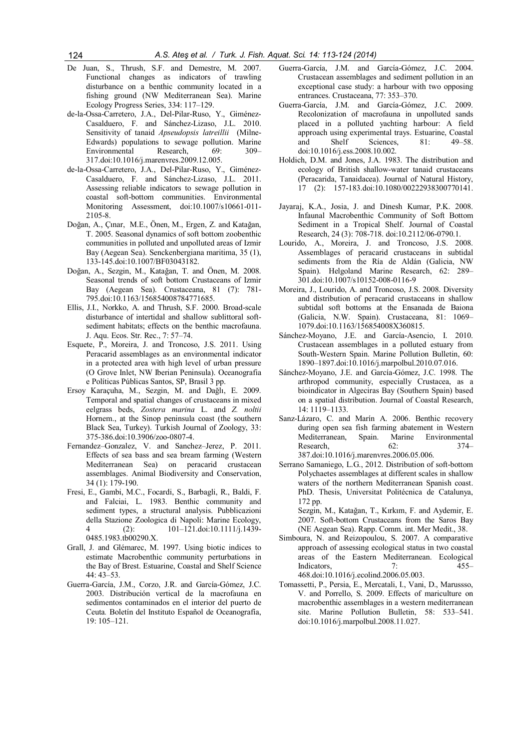De Juan, S., Thrush, S.F. and Demestre, M. 2007. Functional changes as indicators of trawling disturbance on a benthic community located in a fishing ground (NW Mediterranean Sea). Marine Ecology Progress Series, 334: 117–129.

de-la-Ossa-Carretero, J.A., Del-Pilar-Ruso, Y., Giménez-Casalduero, F. and Sánchez-Lizaso, J.L. 2010. Sensitivity of tanaid *Apseudopsis latreillii* (Milne-Edwards) populations to sewage pollution. Marine Environmental Research, 69: 309–317.doi:10.1016/j.marenvres.2009.12.005.

de-la-Ossa-Carretero, J.A., Del-Pilar-Ruso, Y., Giménez-Casalduero, F. and Sánchez-Lizaso, J.L. 2011. Assessing reliable indicators to sewage pollution in coastal soft-bottom communities. Environmental Monitoring Assessment, doi:10.1007/s10661-011-2105-8.

Doğan, A., Çınar, M.E., Önen, M., Ergen, Z. and Katağan, T. 2005. Seasonal dynamics of soft bottom zoobenthic communities in polluted and unpolluted areas of Izmir Bay (Aegean Sea). Senckenbergiana maritima, 35 (1), 133-145.doi:10.1007/BF03043182.

Doğan, A., Sezgin, M., Katağan, T. and Önen, M. 2008. Seasonal trends of soft bottom Crustaceans of Izmir Bay (Aegean Sea). Crustaceana, 81 (7): 781-795.doi:10.1163/156854008784771685.

Ellis, J.I., Norkko, A. and Thrush, S.F. 2000. Broad-scale disturbance of intertidal and shallow sublittoral soft-sediment habitats; effects on the benthic macrofauna. J. Aqu. Ecos. Str. Rec., 7: 57–74.

Esquete, P., Moreira, J. and Troncoso, J.S. 2011. Using Peracarid assemblages as an environmental indicator in a protected area with high level of urban pressure (O Grove Inlet, NW Iberian Peninsula). Oceanografia e Políticas Públicas Santos, SP, Brasil 3 pp.

Ersoy Karaçuha, M., Sezgin, M. and Dağlı, E. 2009. Temporal and spatial changes of crustaceans in mixed eelgrass beds, *Zostera marina* L. and *Z. noltii* Hornem., at the Sinop peninsula coast (the southern Black Sea, Turkey). Turkish Journal of Zoology, 33: 375-386.doi:10.3906/zoo-0807-4.

Fernandez–Gonzalez, V. and Sanchez–Jerez, P. 2011. Effects of sea bass and sea bream farming (Western Mediterranean Sea) on peracarid crustacean assemblages. Animal Biodiversity and Conservation, 34 (1): 179-190.

Fresi, E., Gambi, M.C., Focardi, S., Barbagli, R., Baldi, F. and Falciai, L. 1983. Benthic community and sediment types, a structural analysis. Pubblicazioni della Stazione Zoologica di Napoli: Marine Ecology, 4 (2): 101–121.doi:10.1111/j.1439-0485.1983.tb00290.X.

Grall, J. and Glémarec, M. 1997. Using biotic indices to estimate Macrobenthic community perturbations in the Bay of Brest. Estuarine, Coastal and Shelf Science 44: 43–53.

Guerra-García, J.M., Corzo, J.R. and García-Gómez, J.C. 2003. Distribución vertical de la macrofauna en sedimentos contaminados en el interior del puerto de Ceuta*.* Boletín del Instituto Español de Oceanografía, 19: 105–121.

Guerra-García, J.M. and García-Gómez, J.C. 2004. Crustacean assemblages and sediment pollution in an exceptional case study: a harbour with two opposing entrances. Crustaceana, 77: 353–370.

Guerra-García, J.M. and García-Gómez, J.C. 2009. Recolonization of macrofauna in unpolluted sands placed in a polluted yachting harbour: A field approach using experimental trays. Estuarine, Coastal and Shelf Sciences, 81: 49–58. doi:10.1016/j.ess.2008.10.002.

Holdich, D.M. and Jones, J.A. 1983. The distribution and ecology of British shallow-water tanaid crustaceans (Peracarida, Tanaidacea). Journal of Natural History, 17 (2): 157-183.doi:10.1080/00222938300770141.

Jayaraj, K.A., Josia, J. and Dinesh Kumar, P.K. 2008. Infaunal Macrobenthic Community of Soft Bottom Sediment in a Tropical Shelf. Journal of Coastal Research, 24 (3): 708-718. doi:10.2112/06-0790.1.

Lourido, A., Moreira, J. and Troncoso, J.S. 2008. Assemblages of peracarid crustaceans in subtidal sediments from the Ría de Aldán (Galicia, NW Spain). Helgoland Marine Research, 62: 289–301.doi:10.1007/s10152-008-0116-9

Moreira, J., Lourido, A. and Troncoso, J.S. 2008. Diversity and distribution of peracarid crustaceans in shallow subtidal soft bottoms at the Ensanada de Baiona (Galicia, N.W. Spain). Crustaceana, 81: 1069–1079.doi:10.1163/156854008X360815.

Sánchez-Moyano, J.E. and García-Asencio, I. 2010. Crustacean assemblages in a polluted estuary from South-Western Spain. Marine Pollution Bulletin, 60: 1890–1897.doi:10.1016/j.marpolbul.2010.07.016.

Sánchez-Moyano, J.E. and García-Gómez, J.C. 1998. The arthropod community, especially Crustacea, as a bioindicator in Algeciras Bay (Southern Spain) based on a spatial distribution. Journal of Coastal Research, 14: 1119–1133.

Sanz-Lázaro, C. and Marín A. 2006. Benthic recovery during open sea fish farming abatement in Western Mediterranean, Spain. Marine Environmental Research, 62: 374–387.doi:10.1016/j.marenvres.2006.05.006.

Serrano Samaniego, L.G., 2012. Distribution of soft-bottom Polychaetes assemblages at different scales in shallow waters of the northern Mediterranean Spanish coast. PhD. Thesis, Universitat Politécnica de Catalunya, 172 pp.

Sezgin, M., Katağan, T., Kırkım, F. and Aydemir, E. 2007. Soft-bottom Crustaceans from the Saros Bay (NE Aegean Sea). Rapp. Comm. int. Mer Medit., 38.

Simboura, N. and Reizopoulou, S. 2007. A comparative approach of assessing ecological status in two coastal areas of the Eastern Mediterranean. Ecological Indicators, 7: 455–468.doi:10.1016/j.ecolind.2006.05.003.

Tomassetti, P., Persia, E., Mercatali, I., Vani, D., Marussso, V. and Porrello, S. 2009. Effects of mariculture on macrobenthic assemblages in a western mediterranean site. Marine Pollution Bulletin, 58: 533–541. doi:10.1016/j.marpolbul.2008.11.027.